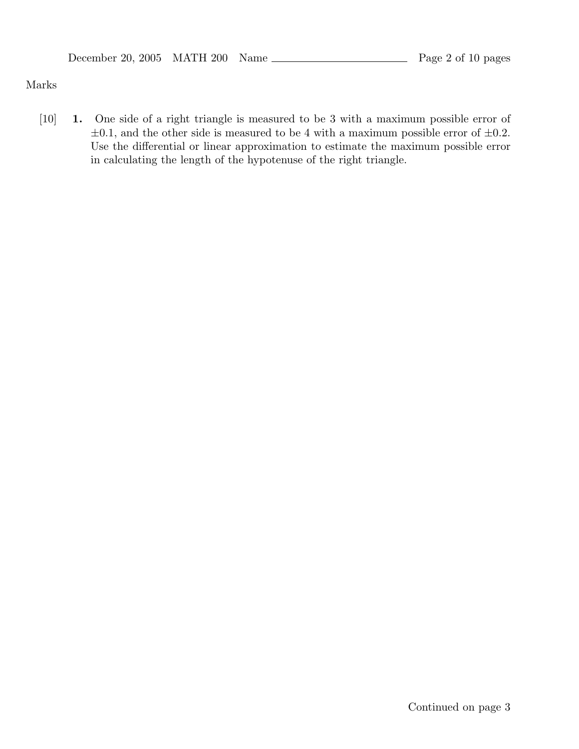Marks

[10] **1.** One side of a right triangle is measured to be 3 with a maximum possible error of $\pm 0.1$, and the other side is measured to be 4 with a maximum possible error of $\pm 0.2$. Use the differential or linear approximation to estimate the maximum possible error in calculating the length of the hypotenuse of the right triangle.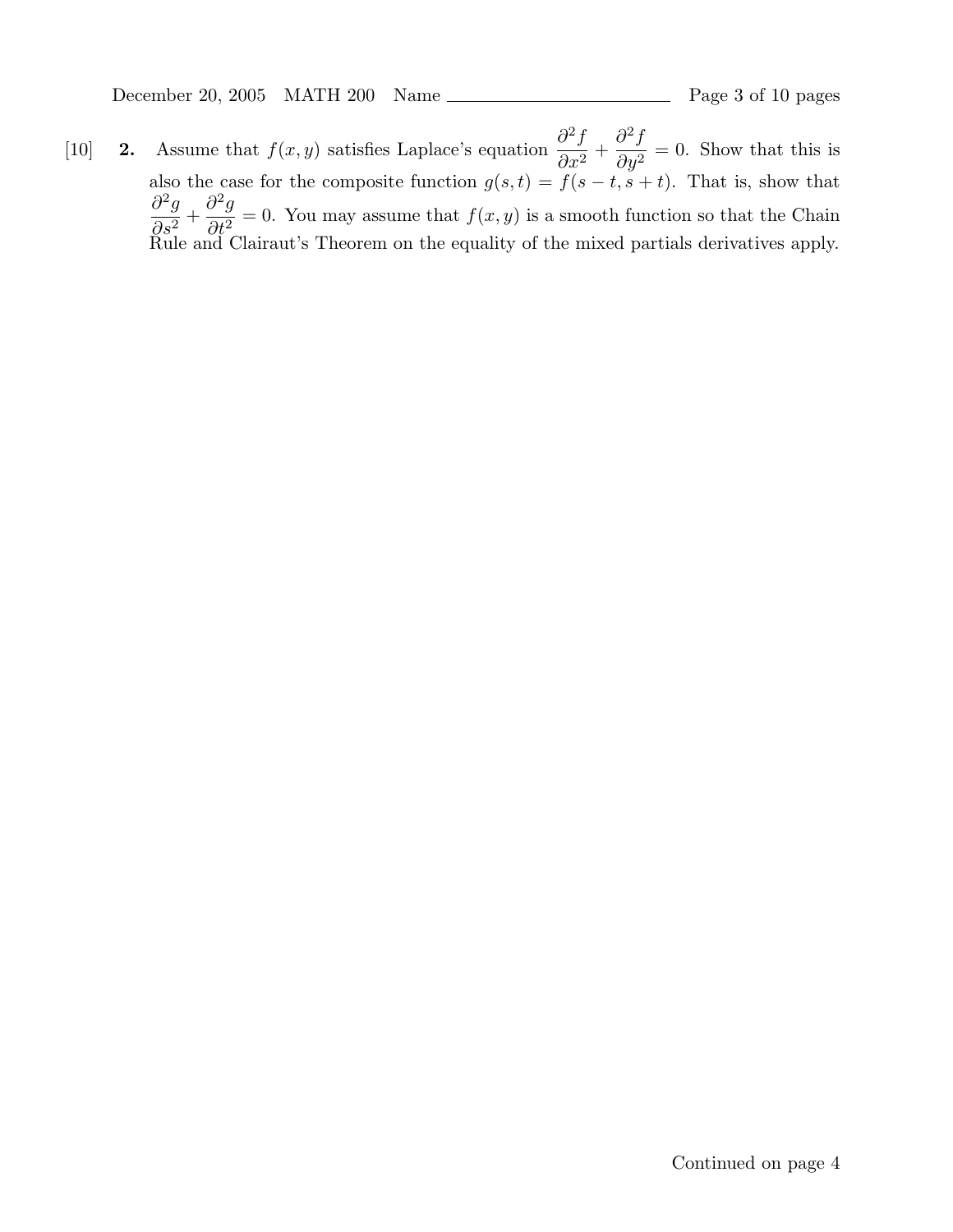[10] **2.** Assume that $f(x, y)$ satisfies Laplace's equation $\dfrac{\partial^2 f}{\partial x^2} + \dfrac{\partial^2 f}{\partial y^2} = 0$. Show that this is also the case for the composite function $g(s, t) = f(s - t, s + t)$. That is, show that $\dfrac{\partial^2 g}{\partial s^2} + \dfrac{\partial^2 g}{\partial t^2} = 0$. You may assume that $f(x, y)$ is a smooth function so that the Chain Rule and Clairaut's Theorem on the equality of the mixed partials derivatives apply.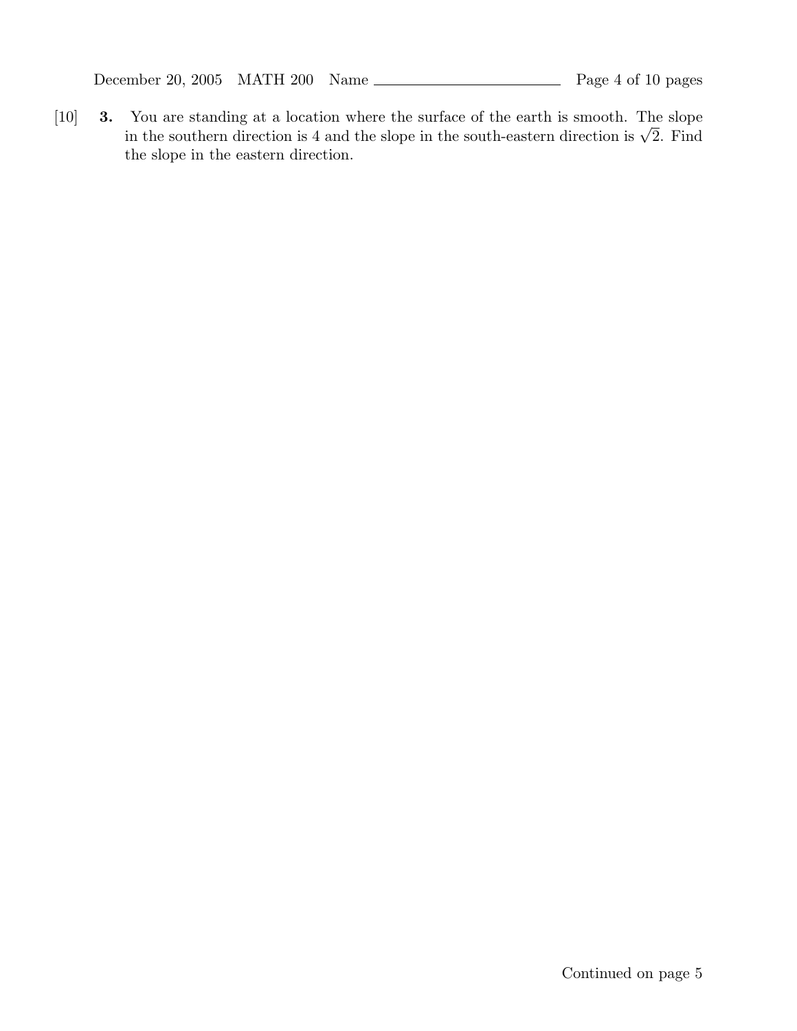[10] **3.** You are standing at a location where the surface of the earth is smooth. The slope in the southern direction is 4 and the slope in the south-eastern direction is $\sqrt{2}$. Find the slope in the eastern direction.

Continued on page 5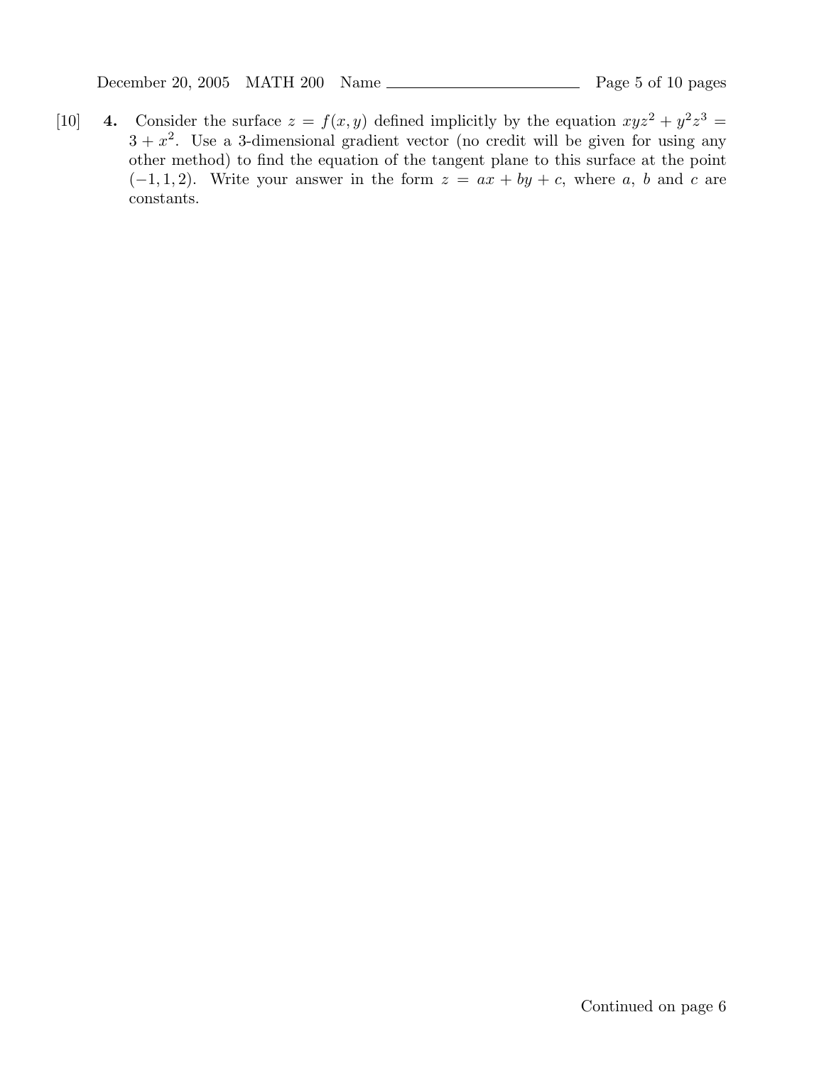[10] **4.** Consider the surface $z = f(x, y)$ defined implicitly by the equation $xyz^2 + y^2z^3 = 3 + x^2$. Use a 3-dimensional gradient vector (no credit will be given for using any other method) to find the equation of the tangent plane to this surface at the point $(-1, 1, 2)$. Write your answer in the form $z = ax + by + c$, where $a$, $b$ and $c$ are constants.

Continued on page 6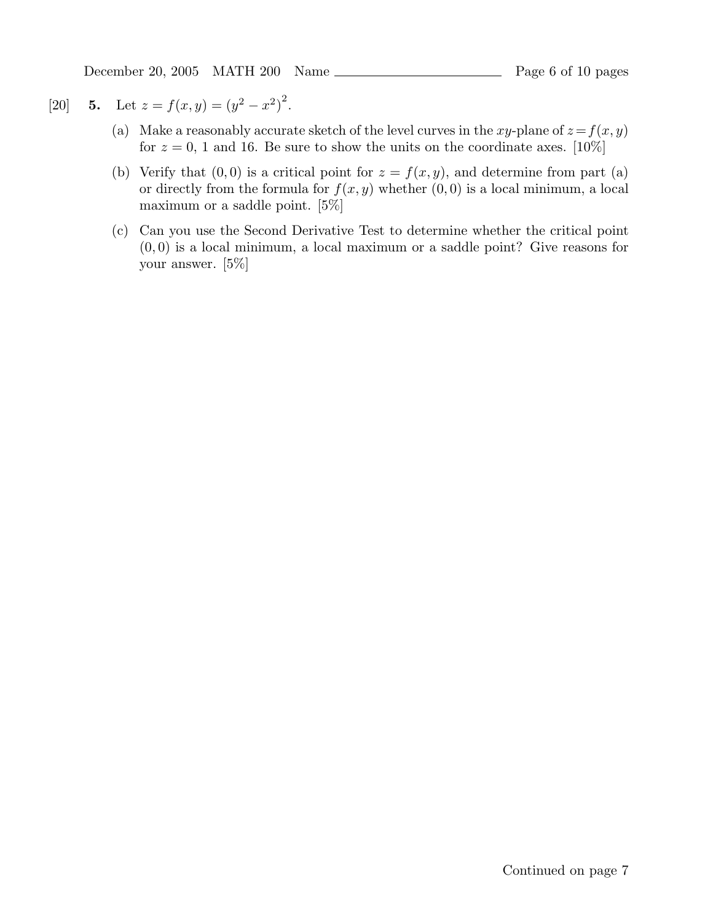[20] **5.** Let $z = f(x, y) = (y^2 - x^2)^2$.

(a) Make a reasonably accurate sketch of the level curves in the $xy$-plane of $z = f(x, y)$ for $z = 0$, 1 and 16. Be sure to show the units on the coordinate axes. [10%]

(b) Verify that $(0, 0)$ is a critical point for $z = f(x, y)$, and determine from part (a) or directly from the formula for $f(x, y)$ whether $(0, 0)$ is a local minimum, a local maximum or a saddle point. [5%]

(c) Can you use the Second Derivative Test to determine whether the critical point $(0, 0)$ is a local minimum, a local maximum or a saddle point? Give reasons for your answer. [5%]

Continued on page 7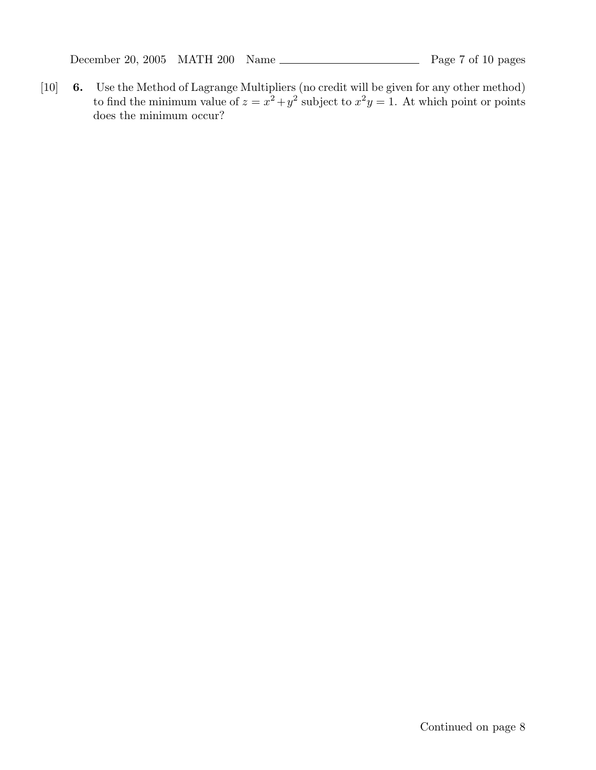[10] **6.** Use the Method of Lagrange Multipliers (no credit will be given for any other method) to find the minimum value of $z = x^2 + y^2$ subject to $x^2y = 1$. At which point or points does the minimum occur?

Continued on page 8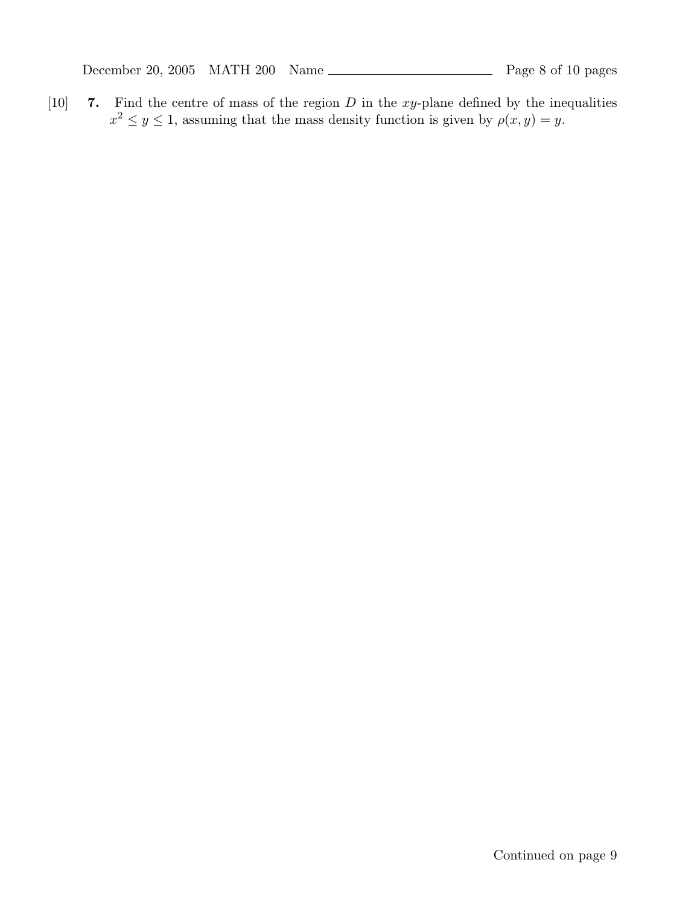[10] **7.** Find the centre of mass of the region $D$ in the $xy$-plane defined by the inequalities $x^2 \leq y \leq 1$, assuming that the mass density function is given by $\rho(x, y) = y$.

Continued on page 9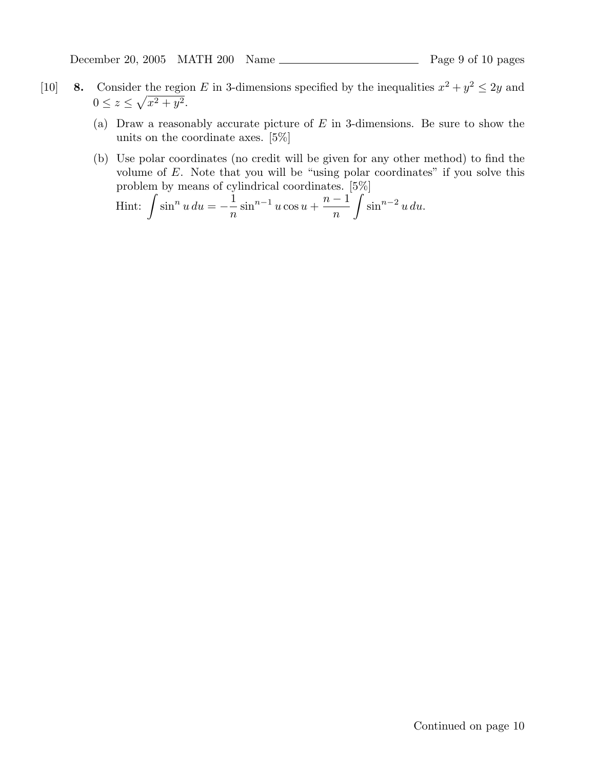[10] **8.** Consider the region $E$ in 3-dimensions specified by the inequalities $x^2 + y^2 \le 2y$ and $0 \le z \le \sqrt{x^2 + y^2}$.

(a) Draw a reasonably accurate picture of $E$ in 3-dimensions. Be sure to show the units on the coordinate axes. [5%]

(b) Use polar coordinates (no credit will be given for any other method) to find the volume of $E$. Note that you will be "using polar coordinates" if you solve this problem by means of cylindrical coordinates. [5%]

Hint: $\displaystyle\int \sin^n u \, du = -\frac{1}{n} \sin^{n-1} u \cos u + \frac{n-1}{n} \int \sin^{n-2} u \, du.$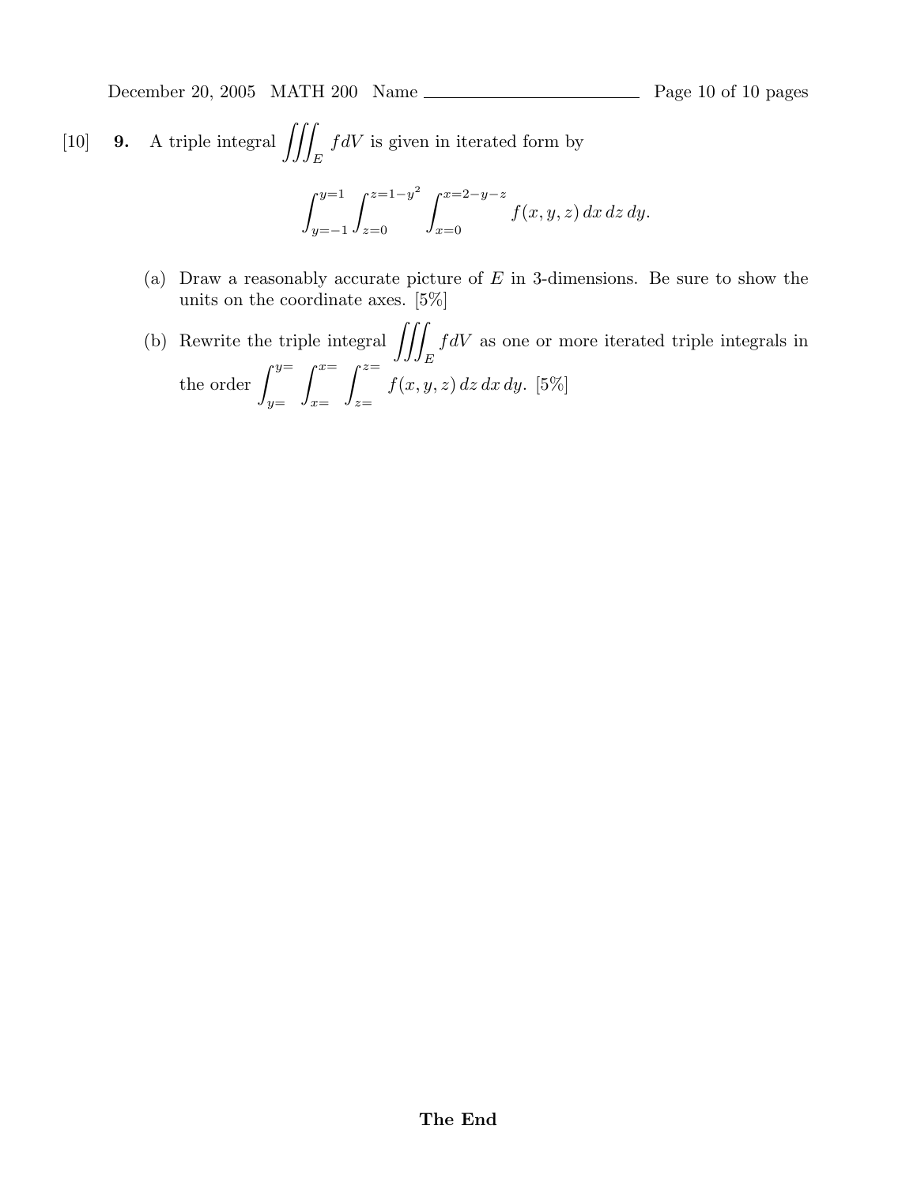[10] **9.** A triple integral $\iiint_E f dV$ is given in iterated form by

$$\int_{y=-1}^{y=1} \int_{z=0}^{z=1-y^2} \int_{x=0}^{x=2-y-z} f(x,y,z)\, dx\, dz\, dy.$$

(a) Draw a reasonably accurate picture of $E$ in 3-dimensions. Be sure to show the units on the coordinate axes. [5%]

(b) Rewrite the triple integral $\iiint_E f dV$ as one or more iterated triple integrals in the order $\int_{y=}^{y=} \int_{x=}^{x=} \int_{z=}^{z=} f(x,y,z)\, dz\, dx\, dy$. [5%]

**The End**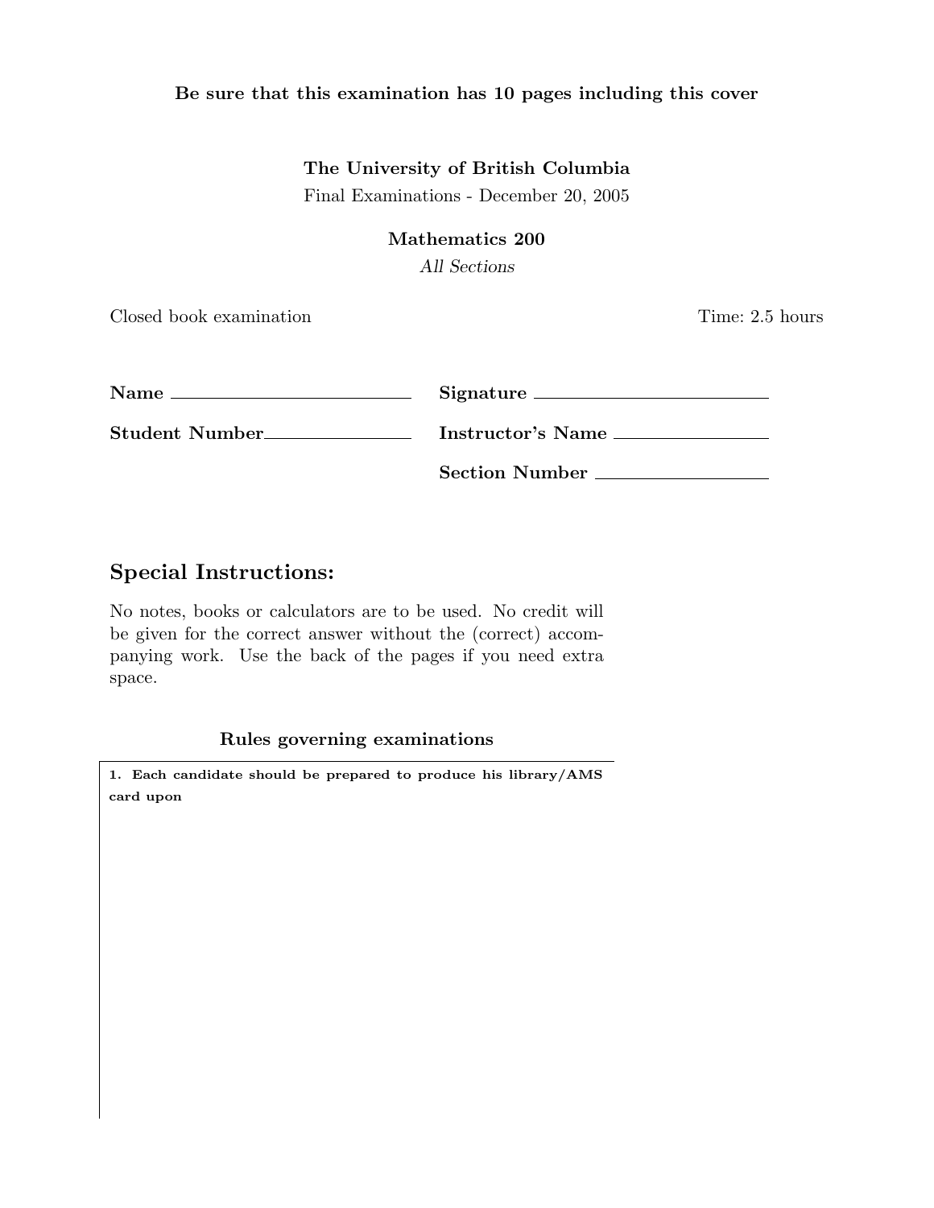**Be sure that this examination has 10 pages including this cover**

**The University of British Columbia**

Final Examinations - December 20, 2005

**Mathematics 200**

*All Sections*

Closed book examination

Time: 2.5 hours

**Name** ____________________

**Signature** ____________________

**Student Number** ____________________

**Instructor's Name** ____________________

**Section Number** ____________________

## Special Instructions:

No notes, books or calculators are to be used. No credit will be given for the correct answer without the (correct) accompanying work. Use the back of the pages if you need extra space.

### Rules governing examinations

**1. Each candidate should be prepared to produce his library/AMS card upon**